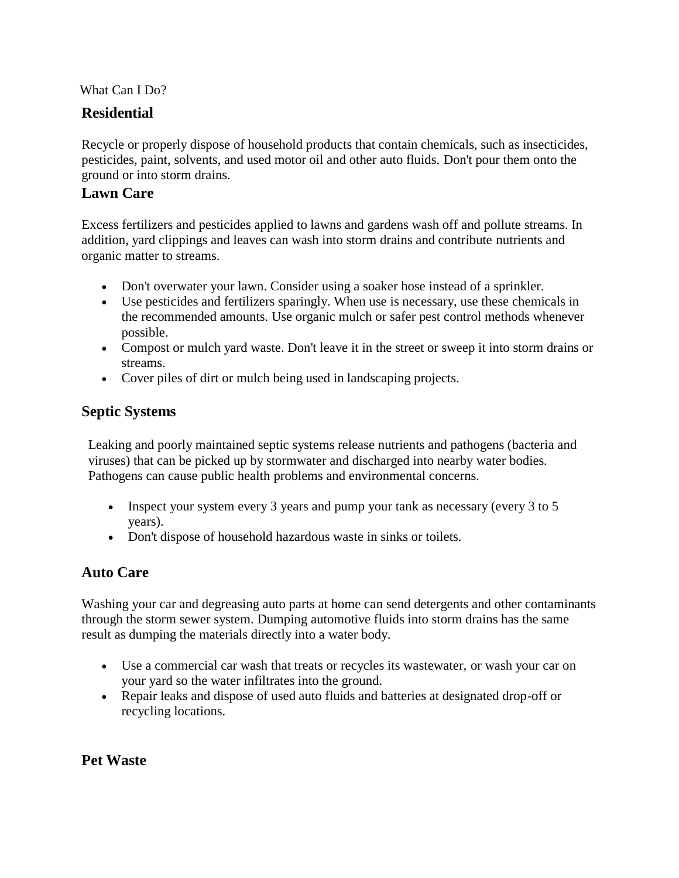What Can I Do?

## Residential

Recycle or properly dispose of household products that contain chemicals, such as insecticides, pesticides, paint, solvents, and used motor oil and other auto fluids. Don't pour them onto the ground or into storm drains.

## Lawn Care

Excess fertilizers and pesticides applied to lawns and gardens wash off and pollute streams. In addition, yard clippings and leaves can wash into storm drains and contribute nutrients and organic matter to streams.

- Don't overwater your lawn. Consider using a soaker hose instead of a sprinkler.
- Use pesticides and fertilizers sparingly. When use is necessary, use these chemicals in the recommended amounts. Use organic mulch or safer pest control methods whenever possible.
- Compost or mulch yard waste. Don't leave it in the street or sweep it into storm drains or streams.
- Cover piles of dirt or mulch being used in landscaping projects.

## Septic Systems

Leaking and poorly maintained septic systems release nutrients and pathogens (bacteria and viruses) that can be picked up by stormwater and discharged into nearby water bodies. Pathogens can cause public health problems and environmental concerns.

- Inspect your system every 3 years and pump your tank as necessary (every 3 to 5 years).
- Don't dispose of household hazardous waste in sinks or toilets.

## Auto Care

Washing your car and degreasing auto parts at home can send detergents and other contaminants through the storm sewer system. Dumping automotive fluids into storm drains has the same result as dumping the materials directly into a water body.

- Use a commercial car wash that treats or recycles its wastewater, or wash your car on your yard so the water infiltrates into the ground.
- Repair leaks and dispose of used auto fluids and batteries at designated drop-off or recycling locations.

## Pet Waste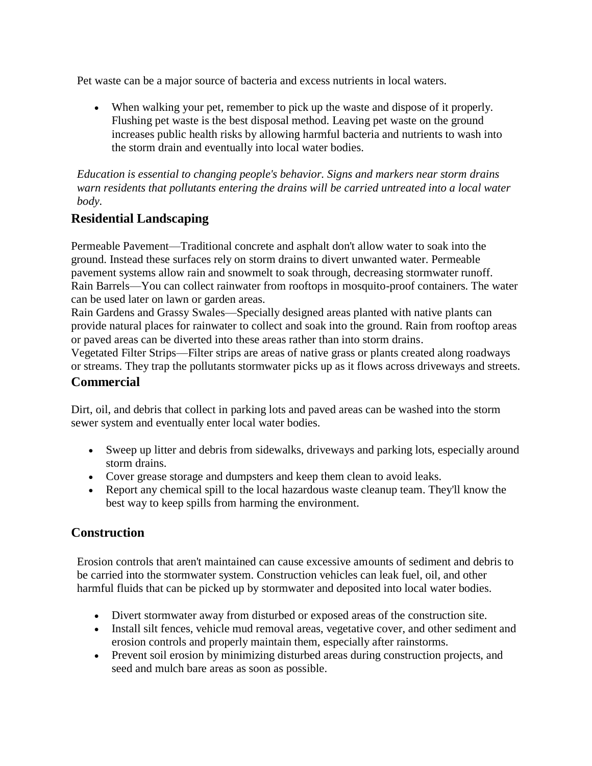Pet waste can be a major source of bacteria and excess nutrients in local waters.

- When walking your pet, remember to pick up the waste and dispose of it properly. Flushing pet waste is the best disposal method. Leaving pet waste on the ground increases public health risks by allowing harmful bacteria and nutrients to wash into the storm drain and eventually into local water bodies.

*Education is essential to changing people's behavior. Signs and markers near storm drains warn residents that pollutants entering the drains will be carried untreated into a local water body.*

## Residential Landscaping

Permeable Pavement—Traditional concrete and asphalt don't allow water to soak into the ground. Instead these surfaces rely on storm drains to divert unwanted water. Permeable pavement systems allow rain and snowmelt to soak through, decreasing stormwater runoff.
Rain Barrels—You can collect rainwater from rooftops in mosquito-proof containers. The water can be used later on lawn or garden areas.
Rain Gardens and Grassy Swales—Specially designed areas planted with native plants can provide natural places for rainwater to collect and soak into the ground. Rain from rooftop areas or paved areas can be diverted into these areas rather than into storm drains.
Vegetated Filter Strips—Filter strips are areas of native grass or plants created along roadways or streams. They trap the pollutants stormwater picks up as it flows across driveways and streets.

## Commercial

Dirt, oil, and debris that collect in parking lots and paved areas can be washed into the storm sewer system and eventually enter local water bodies.

- Sweep up litter and debris from sidewalks, driveways and parking lots, especially around storm drains.
- Cover grease storage and dumpsters and keep them clean to avoid leaks.
- Report any chemical spill to the local hazardous waste cleanup team. They'll know the best way to keep spills from harming the environment.

## Construction

Erosion controls that aren't maintained can cause excessive amounts of sediment and debris to be carried into the stormwater system. Construction vehicles can leak fuel, oil, and other harmful fluids that can be picked up by stormwater and deposited into local water bodies.

- Divert stormwater away from disturbed or exposed areas of the construction site.
- Install silt fences, vehicle mud removal areas, vegetative cover, and other sediment and erosion controls and properly maintain them, especially after rainstorms.
- Prevent soil erosion by minimizing disturbed areas during construction projects, and seed and mulch bare areas as soon as possible.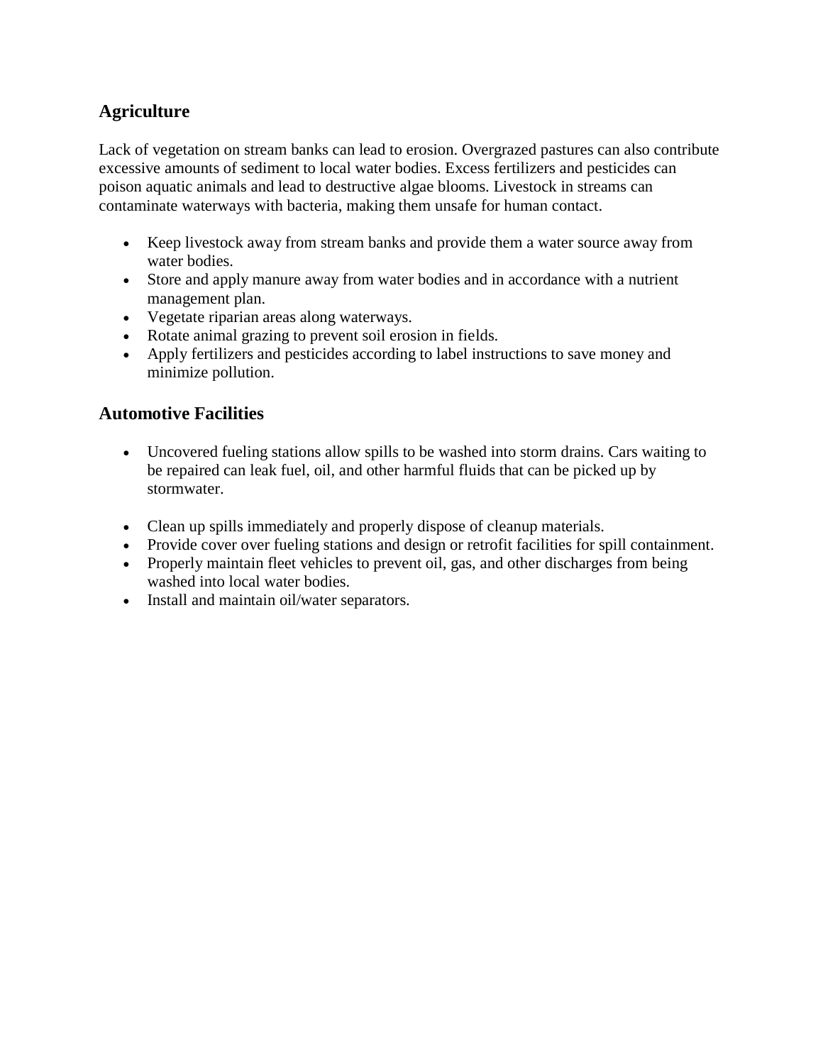## Agriculture

Lack of vegetation on stream banks can lead to erosion. Overgrazed pastures can also contribute excessive amounts of sediment to local water bodies. Excess fertilizers and pesticides can poison aquatic animals and lead to destructive algae blooms. Livestock in streams can contaminate waterways with bacteria, making them unsafe for human contact.

- Keep livestock away from stream banks and provide them a water source away from water bodies.
- Store and apply manure away from water bodies and in accordance with a nutrient management plan.
- Vegetate riparian areas along waterways.
- Rotate animal grazing to prevent soil erosion in fields.
- Apply fertilizers and pesticides according to label instructions to save money and minimize pollution.

## Automotive Facilities

- Uncovered fueling stations allow spills to be washed into storm drains. Cars waiting to be repaired can leak fuel, oil, and other harmful fluids that can be picked up by stormwater.

- Clean up spills immediately and properly dispose of cleanup materials.
- Provide cover over fueling stations and design or retrofit facilities for spill containment.
- Properly maintain fleet vehicles to prevent oil, gas, and other discharges from being washed into local water bodies.
- Install and maintain oil/water separators.